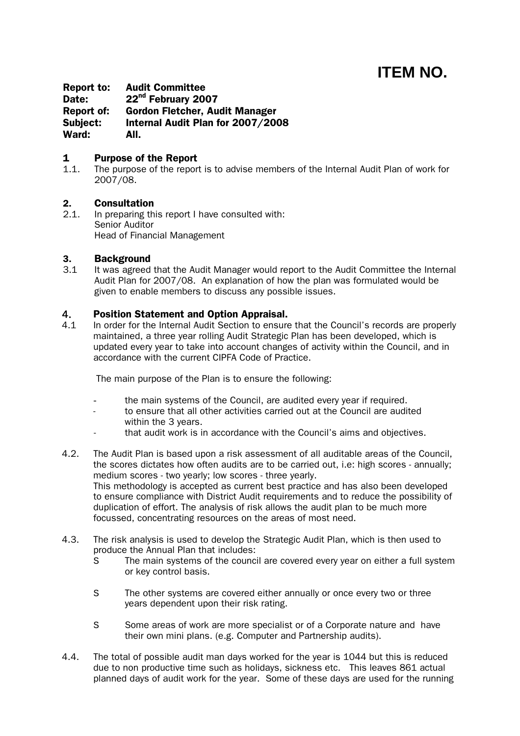# ITEM NO.

**Report to:** Audit Committee
**Date:** 22nd February 2007
**Report of:** Gordon Fletcher, Audit Manager
**Subject:** Internal Audit Plan for 2007/2008
**Ward:** All.

## 1 Purpose of the Report

1.1. The purpose of the report is to advise members of the Internal Audit Plan of work for 2007/08.

## 2. Consultation

2.1. In preparing this report I have consulted with:
Senior Auditor
Head of Financial Management

## 3. Background

3.1 It was agreed that the Audit Manager would report to the Audit Committee the Internal Audit Plan for 2007/08. An explanation of how the plan was formulated would be given to enable members to discuss any possible issues.

## 4. Position Statement and Option Appraisal.

4.1 In order for the Internal Audit Section to ensure that the Council's records are properly maintained, a three year rolling Audit Strategic Plan has been developed, which is updated every year to take into account changes of activity within the Council, and in accordance with the current CIPFA Code of Practice.

The main purpose of the Plan is to ensure the following:

- the main systems of the Council, are audited every year if required.
- to ensure that all other activities carried out at the Council are audited within the 3 years.
- that audit work is in accordance with the Council's aims and objectives.

4.2. The Audit Plan is based upon a risk assessment of all auditable areas of the Council, the scores dictates how often audits are to be carried out, i.e: high scores - annually; medium scores - two yearly; low scores - three yearly.
This methodology is accepted as current best practice and has also been developed to ensure compliance with District Audit requirements and to reduce the possibility of duplication of effort. The analysis of risk allows the audit plan to be much more focussed, concentrating resources on the areas of most need.

4.3. The risk analysis is used to develop the Strategic Audit Plan, which is then used to produce the Annual Plan that includes:

- The main systems of the council are covered every year on either a full system or key control basis.
- The other systems are covered either annually or once every two or three years dependent upon their risk rating.
- Some areas of work are more specialist or of a Corporate nature and have their own mini plans. (e.g. Computer and Partnership audits).

4.4. The total of possible audit man days worked for the year is 1044 but this is reduced due to non productive time such as holidays, sickness etc. This leaves 861 actual planned days of audit work for the year. Some of these days are used for the running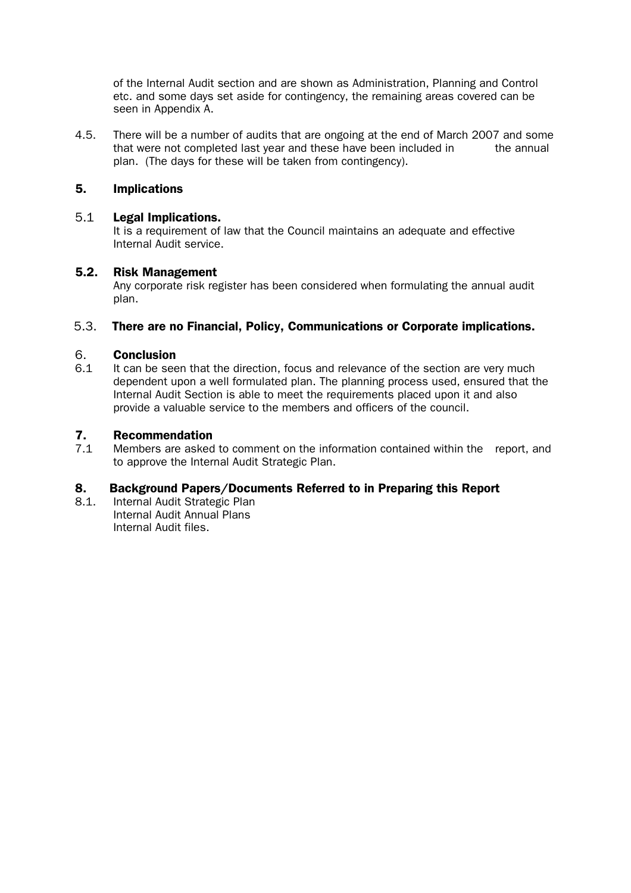of the Internal Audit section and are shown as Administration, Planning and Control etc. and some days set aside for contingency, the remaining areas covered can be seen in Appendix A.

4.5. There will be a number of audits that are ongoing at the end of March 2007 and some that were not completed last year and these have been included in the annual plan. (The days for these will be taken from contingency).

## 5. Implications

### 5.1 Legal Implications.

It is a requirement of law that the Council maintains an adequate and effective Internal Audit service.

### 5.2. Risk Management

Any corporate risk register has been considered when formulating the annual audit plan.

### 5.3. There are no Financial, Policy, Communications or Corporate implications.

## 6. Conclusion

6.1 It can be seen that the direction, focus and relevance of the section are very much dependent upon a well formulated plan. The planning process used, ensured that the Internal Audit Section is able to meet the requirements placed upon it and also provide a valuable service to the members and officers of the council.

## 7. Recommendation

7.1 Members are asked to comment on the information contained within the report, and to approve the Internal Audit Strategic Plan.

## 8. Background Papers/Documents Referred to in Preparing this Report

8.1. Internal Audit Strategic Plan
Internal Audit Annual Plans
Internal Audit files.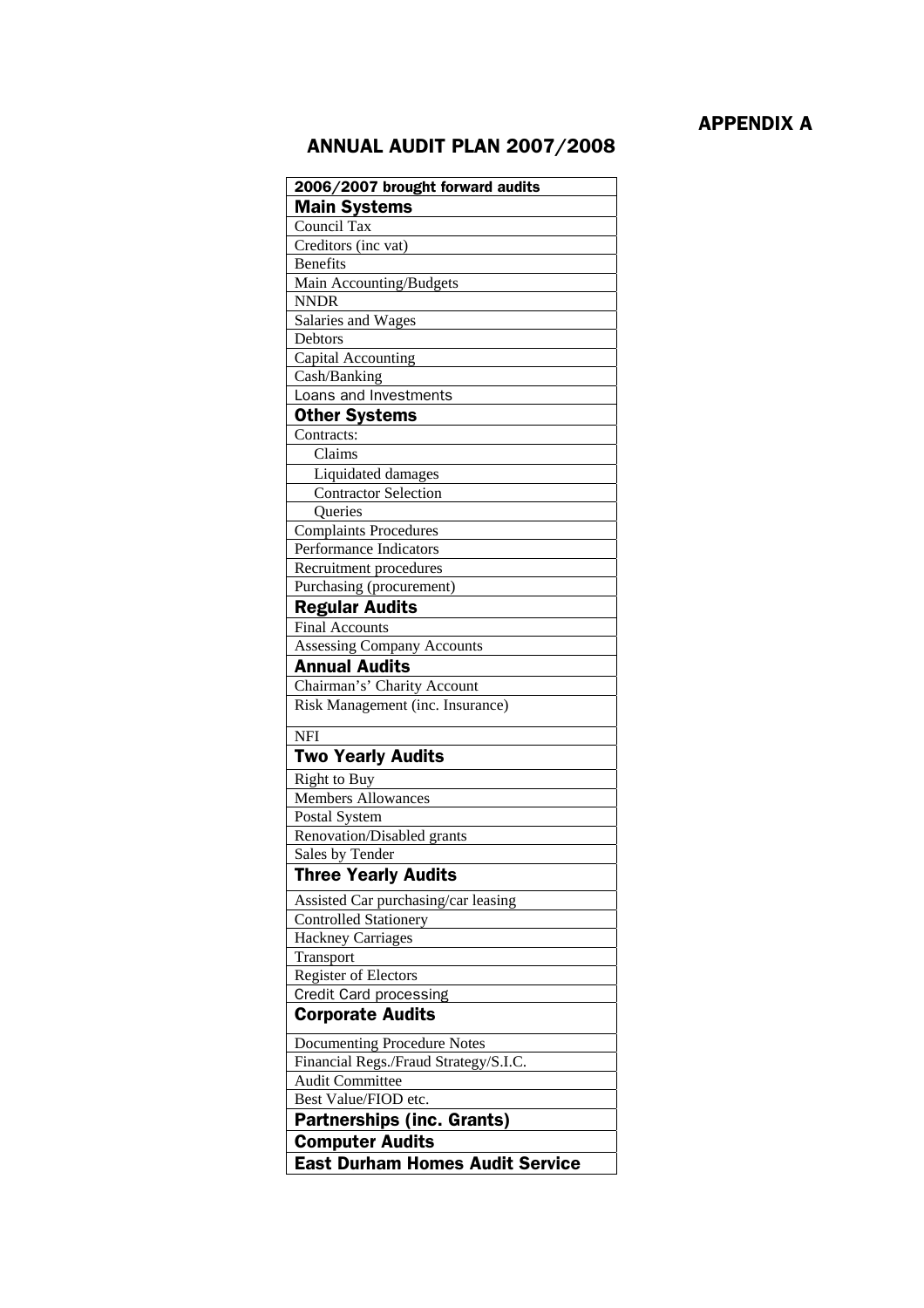**APPENDIX A**

# ANNUAL AUDIT PLAN 2007/2008

| **2006/2007 brought forward audits** |
|---|
| **Main Systems** |
| Council Tax |
| Creditors (inc vat) |
| Benefits |
| Main Accounting/Budgets |
| NNDR |
| Salaries and Wages |
| Debtors |
| Capital Accounting |
| Cash/Banking |
| Loans and Investments |
| **Other Systems** |
| Contracts: |
| Claims |
| Liquidated damages |
| Contractor Selection |
| Queries |
| Complaints Procedures |
| Performance Indicators |
| Recruitment procedures |
| Purchasing (procurement) |
| **Regular Audits** |
| Final Accounts |
| Assessing Company Accounts |
| **Annual Audits** |
| Chairman's' Charity Account |
| Risk Management (inc. Insurance) |
| NFI |
| **Two Yearly Audits** |
| Right to Buy |
| Members Allowances |
| Postal System |
| Renovation/Disabled grants |
| Sales by Tender |
| **Three Yearly Audits** |
| Assisted Car purchasing/car leasing |
| Controlled Stationery |
| Hackney Carriages |
| Transport |
| Register of Electors |
| Credit Card processing |
| **Corporate Audits** |
| Documenting Procedure Notes |
| Financial Regs./Fraud Strategy/S.I.C. |
| Audit Committee |
| Best Value/FIOD etc. |
| **Partnerships (inc. Grants)** |
| **Computer Audits** |
| **East Durham Homes Audit Service** |